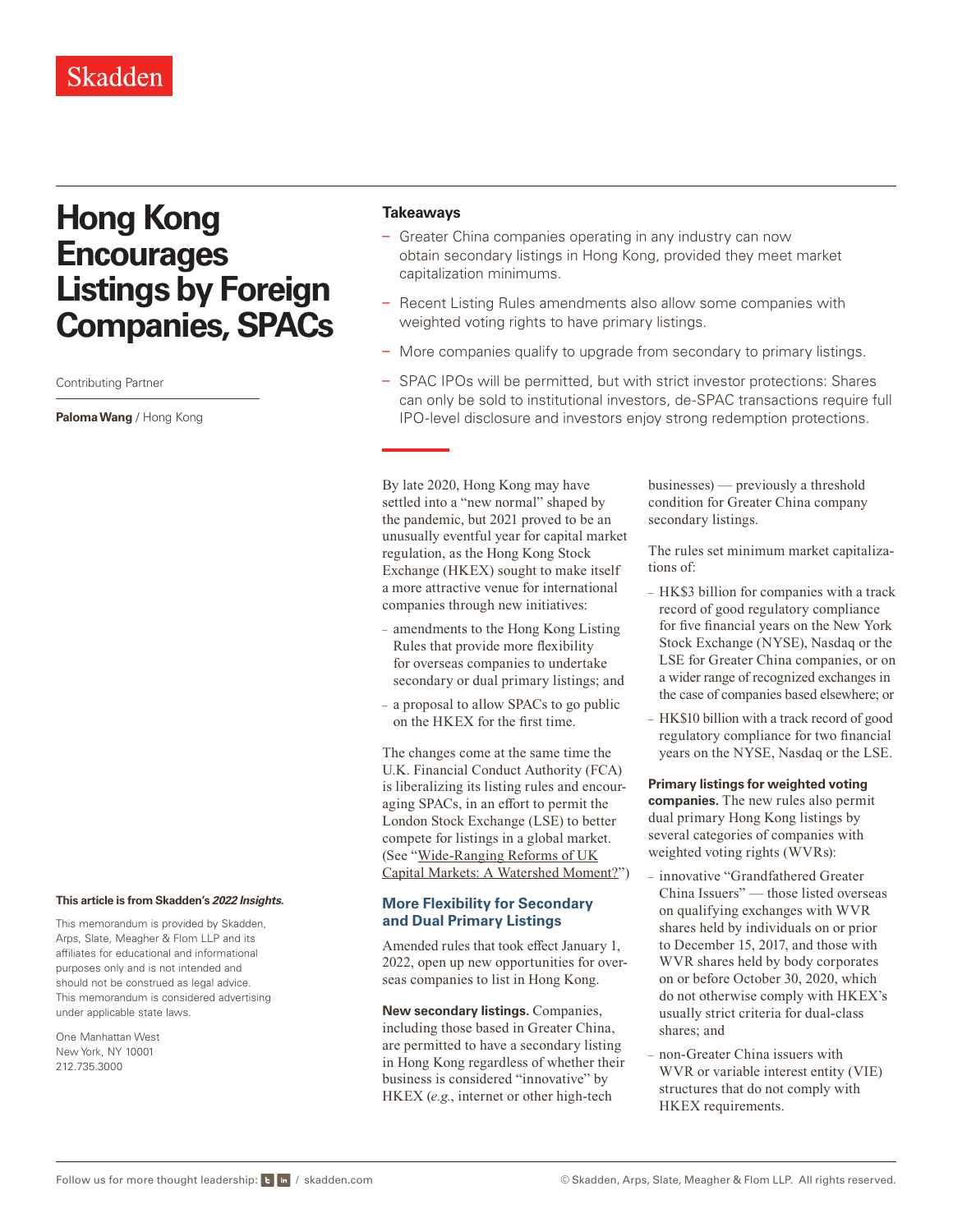Skadden

# Hong Kong Encourages Listings by Foreign Companies, SPACs

Contributing Partner

**Paloma Wang** / Hong Kong

## Takeaways

- Greater China companies operating in any industry can now obtain secondary listings in Hong Kong, provided they meet market capitalization minimums.
- Recent Listing Rules amendments also allow some companies with weighted voting rights to have primary listings.
- More companies qualify to upgrade from secondary to primary listings.
- SPAC IPOs will be permitted, but with strict investor protections: Shares can only be sold to institutional investors, de-SPAC transactions require full IPO-level disclosure and investors enjoy strong redemption protections.

By late 2020, Hong Kong may have settled into a "new normal" shaped by the pandemic, but 2021 proved to be an unusually eventful year for capital market regulation, as the Hong Kong Stock Exchange (HKEX) sought to make itself a more attractive venue for international companies through new initiatives:

- amendments to the Hong Kong Listing Rules that provide more flexibility for overseas companies to undertake secondary or dual primary listings; and
- a proposal to allow SPACs to go public on the HKEX for the first time.

The changes come at the same time the U.K. Financial Conduct Authority (FCA) is liberalizing its listing rules and encouraging SPACs, in an effort to permit the London Stock Exchange (LSE) to better compete for listings in a global market. (See "Wide-Ranging Reforms of UK Capital Markets: A Watershed Moment?")

## More Flexibility for Secondary and Dual Primary Listings

Amended rules that took effect January 1, 2022, open up new opportunities for overseas companies to list in Hong Kong.

**New secondary listings.** Companies, including those based in Greater China, are permitted to have a secondary listing in Hong Kong regardless of whether their business is considered "innovative" by HKEX (*e.g.*, internet or other high-tech businesses) — previously a threshold condition for Greater China company secondary listings.

The rules set minimum market capitalizations of:

- HK$3 billion for companies with a track record of good regulatory compliance for five financial years on the New York Stock Exchange (NYSE), Nasdaq or the LSE for Greater China companies, or on a wider range of recognized exchanges in the case of companies based elsewhere; or
- HK$10 billion with a track record of good regulatory compliance for two financial years on the NYSE, Nasdaq or the LSE.

**Primary listings for weighted voting companies.** The new rules also permit dual primary Hong Kong listings by several categories of companies with weighted voting rights (WVRs):

- innovative "Grandfathered Greater China Issuers" — those listed overseas on qualifying exchanges with WVR shares held by individuals on or prior to December 15, 2017, and those with WVR shares held by body corporates on or before October 30, 2020, which do not otherwise comply with HKEX's usually strict criteria for dual-class shares; and
- non-Greater China issuers with WVR or variable interest entity (VIE) structures that do not comply with HKEX requirements.

**This article is from Skadden's *2022 Insights*.**

This memorandum is provided by Skadden, Arps, Slate, Meagher & Flom LLP and its affiliates for educational and informational purposes only and is not intended and should not be construed as legal advice. This memorandum is considered advertising under applicable state laws.

One Manhattan West
New York, NY 10001
212.735.3000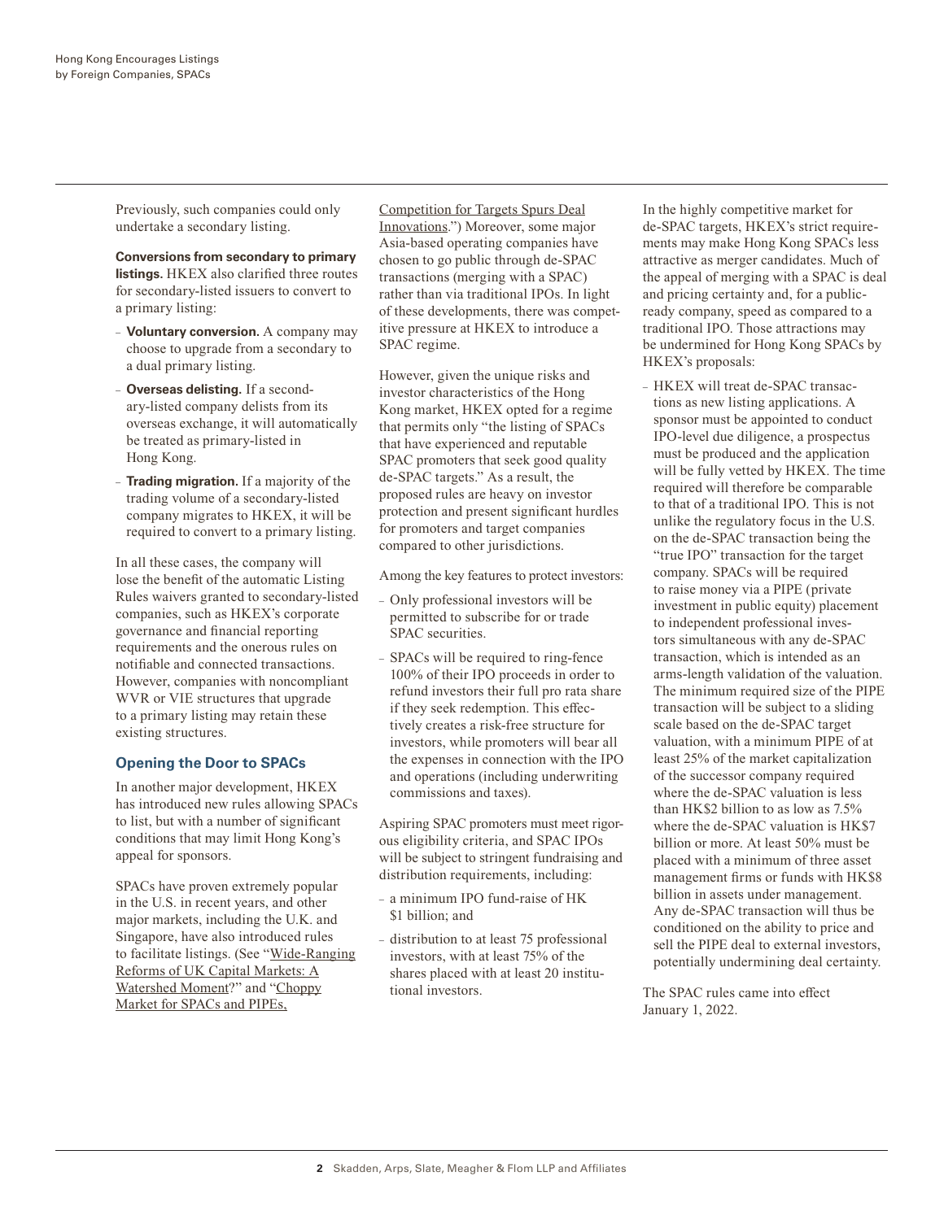Previously, such companies could only undertake a secondary listing.

**Conversions from secondary to primary listings.** HKEX also clarified three routes for secondary-listed issuers to convert to a primary listing:

- **Voluntary conversion.** A company may choose to upgrade from a secondary to a dual primary listing.
- **Overseas delisting.** If a secondary-listed company delists from its overseas exchange, it will automatically be treated as primary-listed in Hong Kong.
- **Trading migration.** If a majority of the trading volume of a secondary-listed company migrates to HKEX, it will be required to convert to a primary listing.

In all these cases, the company will lose the benefit of the automatic Listing Rules waivers granted to secondary-listed companies, such as HKEX's corporate governance and financial reporting requirements and the onerous rules on notifiable and connected transactions. However, companies with noncompliant WVR or VIE structures that upgrade to a primary listing may retain these existing structures.

## Opening the Door to SPACs

In another major development, HKEX has introduced new rules allowing SPACs to list, but with a number of significant conditions that may limit Hong Kong's appeal for sponsors.

SPACs have proven extremely popular in the U.S. in recent years, and other major markets, including the U.K. and Singapore, have also introduced rules to facilitate listings. (See "Wide-Ranging Reforms of UK Capital Markets: A Watershed Moment?" and "Choppy Market for SPACs and PIPEs, Competition for Targets Spurs Deal Innovations.") Moreover, some major Asia-based operating companies have chosen to go public through de-SPAC transactions (merging with a SPAC) rather than via traditional IPOs. In light of these developments, there was competitive pressure at HKEX to introduce a SPAC regime.

However, given the unique risks and investor characteristics of the Hong Kong market, HKEX opted for a regime that permits only "the listing of SPACs that have experienced and reputable SPAC promoters that seek good quality de-SPAC targets." As a result, the proposed rules are heavy on investor protection and present significant hurdles for promoters and target companies compared to other jurisdictions.

Among the key features to protect investors:

- Only professional investors will be permitted to subscribe for or trade SPAC securities.
- SPACs will be required to ring-fence 100% of their IPO proceeds in order to refund investors their full pro rata share if they seek redemption. This effectively creates a risk-free structure for investors, while promoters will bear all the expenses in connection with the IPO and operations (including underwriting commissions and taxes).

Aspiring SPAC promoters must meet rigorous eligibility criteria, and SPAC IPOs will be subject to stringent fundraising and distribution requirements, including:

- a minimum IPO fund-raise of HK $1 billion; and
- distribution to at least 75 professional investors, with at least 75% of the shares placed with at least 20 institutional investors.

In the highly competitive market for de-SPAC targets, HKEX's strict requirements may make Hong Kong SPACs less attractive as merger candidates. Much of the appeal of merging with a SPAC is deal and pricing certainty and, for a public-ready company, speed as compared to a traditional IPO. Those attractions may be undermined for Hong Kong SPACs by HKEX's proposals:

- HKEX will treat de-SPAC transactions as new listing applications. A sponsor must be appointed to conduct IPO-level due diligence, a prospectus must be produced and the application will be fully vetted by HKEX. The time required will therefore be comparable to that of a traditional IPO. This is not unlike the regulatory focus in the U.S. on the de-SPAC transaction being the "true IPO" transaction for the target company. SPACs will be required to raise money via a PIPE (private investment in public equity) placement to independent professional investors simultaneous with any de-SPAC transaction, which is intended as an arms-length validation of the valuation. The minimum required size of the PIPE transaction will be subject to a sliding scale based on the de-SPAC target valuation, with a minimum PIPE of at least 25% of the market capitalization of the successor company required where the de-SPAC valuation is less than HK$2 billion to as low as 7.5% where the de-SPAC valuation is HK$7 billion or more. At least 50% must be placed with a minimum of three asset management firms or funds with HK$8 billion in assets under management. Any de-SPAC transaction will thus be conditioned on the ability to price and sell the PIPE deal to external investors, potentially undermining deal certainty.

The SPAC rules came into effect January 1, 2022.